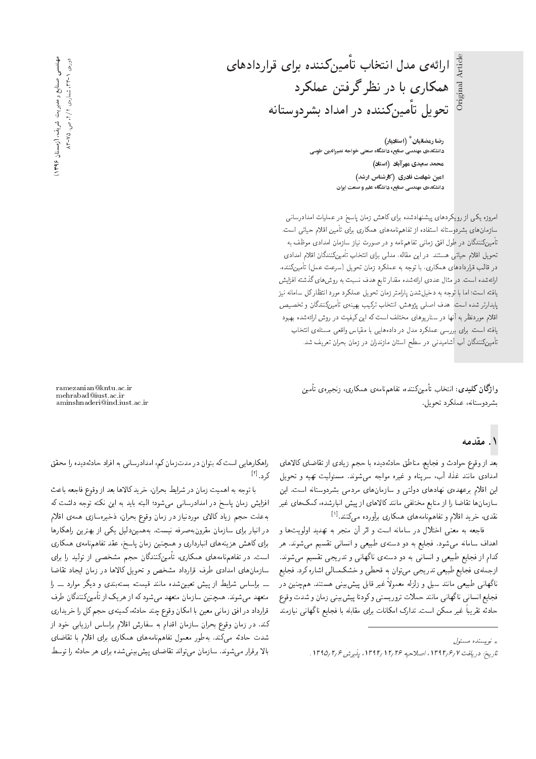# ارائه‌ی مدل انتخاب تأمین‌کننده برای قراردادهای همکاری با در نظر گرفتن عملکرد تحویل تأمین‌کننده در امداد بشردوستانه

**رضا رمضانیان*** (استادیار)
دانشکده‌ی مهندسی صنایع، دانشگاه صنعتی خواجه نصیرالدین طوسی

**محمد سعیدی مهرآباد** (استاد)

**امین شهامت نادری** (کارشناس ارشد)
دانشکده‌ی مهندسی صنایع، دانشگاه علم و صنعت ایران

امروزه یکی از رویکردهای پیشنهادشده برای کاهش زمان پاسخ در عملیات امدادرسانی سازمان‌های بشردوستانه استفاده از تفاهم‌نامه‌های همکاری برای تأمین اقلام حیاتی است. تأمین‌کنندگان در طول افق زمانی تفاهم‌نامه و در صورت نیاز سازمان امدادی موظف به تحویل اقلام حیاتی هستند. در این مقاله، مدلی برای انتخاب تأمین‌کنندگان اقلام امدادی در قالب قراردادهای همکاری، با توجه به عملکرد زمان تحویل (سرعت عمل) تأمین‌کننده، ارائه‌شده است. در مثال عددی ارائه‌شده مقدار تابع هدف نسبت به روش‌های گذشته افزایش یافته است؛ اما با توجه به دخیل‌شدن پارامتر زمان تحویل عملکرد مورد انتظار کل سامانه نیز پایدارتر شده است. هدف اصلی پژوهش، انتخاب ترکیب بهینه‌ی تأمین‌کنندگان و تخصیص اقلام موردنظر به آنها در سناریوهای مختلف است که این کیفیت در روش ارائه‌شده بهبود یافته است. برای بررسی عملکرد مدل در داده‌هایی با مقیاس واقعی مسئله‌ی انتخاب تأمین‌کنندگان آب آشامیدنی در سطح استان مازندران در زمان بحران تعریف شد.

**واژگان کلیدی:** انتخاب تأمین‌کننده، تفاهم‌نامه‌ی همکاری، زنجیره‌ی تأمین بشردوستانه، عملکرد تحویل.

ramezanian@kntu.ac.ir
mehrabad@iust.ac.ir
aminshnaderi@ind.iust.ac.ir

## ۱. مقدمه

بعد از وقوع حوادث و فجایع، مناطق حادثه‌دیده با حجم زیادی از تقاضای کالاهای امدادی مانند غذا، آب، سرپناه و غیره مواجه می‌شوند. مسئولیت تهیه و تحویل این اقلام برعهده‌ی نهادهای دولتی و سازمان‌های مردمی بشردوستانه است. این سازمان‌ها تقاضا را از منابع مختلفی مانند کالاهای از پیش انبارشده، کمک‌های غیر نقدی، خرید اقلام و تفاهم‌نامه‌های همکاری برآورده می‌کنند.[1]

فاجعه به معنی اختلال در سامانه است و اثر آن منجر به تهدید اولویت‌ها و اهداف سامانه می‌شود. فجایع به دو دسته‌ی طبیعی و انسانی تقسیم می‌شوند. هر کدام از فجایع طبیعی و انسانی به دو دسته‌ی ناگهانی و تدریجی تقسیم می‌شوند. ازجمله‌ی فجایع طبیعی تدریجی می‌توان به قحطی و خشکسالی اشاره کرد. فجایع ناگهانی طبیعی مانند سیل و زلزله معمولاً غیر قابل پیش‌بینی هستند. همچنین در فجایع انسانی ناگهانی مانند حملات تروریستی و کودتا پیش‌بینی زمان و شدت وقوع حادثه تقریباً غیر ممکن است. تدارک امکانات برای مقابله با فجایع ناگهانی نیازمند راهکارهایی است که بتوان در مدت‌زمان کم، امدادرسانی به افراد حادثه‌دیده را محقق کرد.[2]

با توجه به اهمیت زمان در شرایط بحران، خرید کالاها بعد از وقوع فاجعه باعث افزایش زمان پاسخ در امدادرسانی می‌شود؛ البته باید به این نکته توجه داشت که به‌علت حجم زیاد کالای موردنیاز در زمان وقوع بحران، ذخیره‌سازی همه‌ی اقلام در انبار برای سازمان مقرون‌به‌صرفه نیست. به‌همین‌دلیل یکی از بهترین راهکارها برای کاهش هزینه‌های انبارداری و همچنین زمان پاسخ، عقد تفاهم‌نامه‌ی همکاری است. در تفاهم‌نامه‌های همکاری، تأمین‌کنندگان حجم مشخصی از تولید را برای سازمان‌های امدادی طرف قرارداد مشخص و تحویل کالاها در زمان ایجاد تقاضا — براساس شرایط از پیش تعیین‌شده مانند قیمت، بسته‌بندی و دیگر موارد — را متعهد می‌شوند. همچنین سازمان متعهد می‌شود که از هریک از تأمین‌کنندگان طرف قرارداد در افق زمانی معین با امکان وقوع چند حادثه، کمینه‌ی حجم کل را خریداری کند. در زمان وقوع بحران سازمان اقدام به سفارش اقلام براساس ارزیابی خود از شدت حادثه می‌کند. به‌طور معمول تفاهم‌نامه‌های همکاری برای اقلام با تقاضای بالا برقرار می‌شوند. سازمان می‌تواند تقاضای پیش‌بینی‌شده برای هر حادثه را توسط

---

* نویسنده مسئول

تاریخ: دریافت ۱۳۹۴/۶/۷، اصلاحیه ۱۳۹۴/۱۲/۲۶، پذیرش ۱۳۹۵/۲/۶.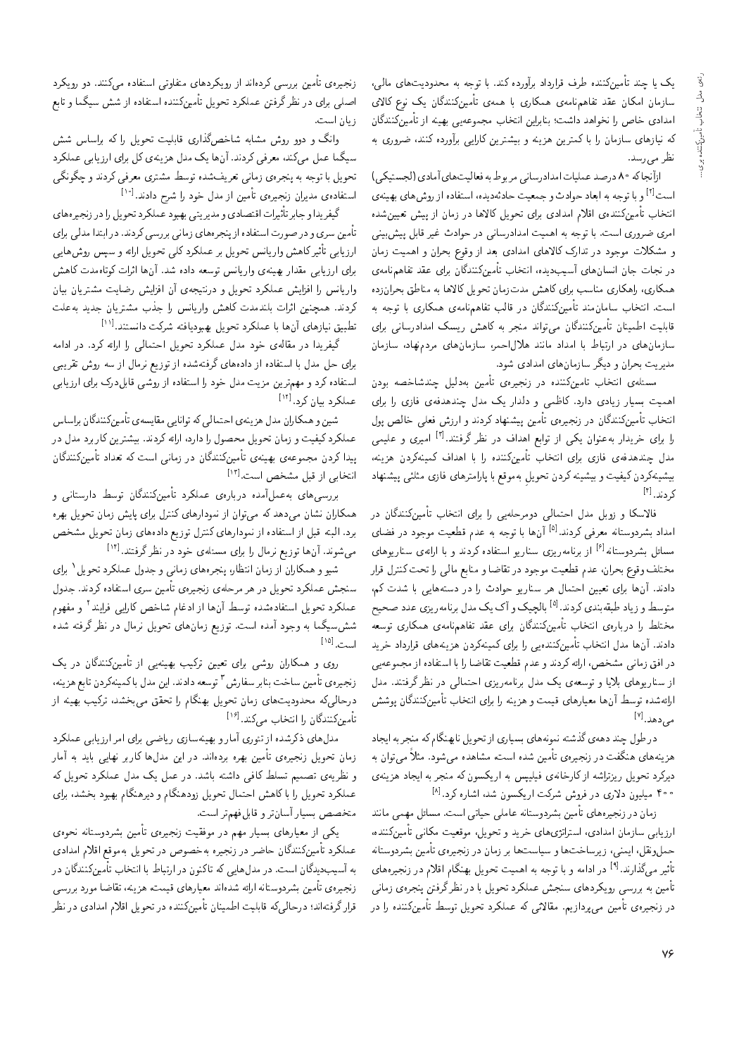یک یا چند تأمین‌کننده طرف قرارداد برآورده کند. با توجه به محدودیت‌های مالی، سازمان امکان عقد تفاهم‌نامه‌ی همکاری با همه‌ی تأمین‌کنندگان یک نوع کالای امدادی خاص را نخواهد داشت؛ بنابراین انتخاب مجموعه‌یی بهینه از تأمین‌کنندگان که نیازهای سازمان را با کمترین هزینه و بیشترین کارایی برآورده کنند، ضروری به نظر می‌رسد.

ازآنجاکه ۸۰ درصد عملیات امدادرسانی مربوط به فعالیت‌های آمادی (لجستیکی) است[۲] و با توجه به ابعاد حوادث و جمعیت حادثه‌دیده، استفاده از روش‌های بهینه‌ی انتخاب تأمین‌کننده‌ی اقلام امدادی برای تحویل کالاها در زمان از پیش تعیین‌شده امری ضروری است. با توجه به اهمیت امدادرسانی در حوادث غیر قابل پیش‌بینی و مشکلات موجود در تدارک کالاهای امدادی بعد از وقوع بحران و اهمیت زمان در نجات جان انسان‌های آسیب‌دیده، انتخاب تأمین‌کنندگان برای عقد تفاهم‌نامه‌ی همکاری، راهکاری مناسب برای کاهش مدت‌زمان تحویل کالاها به مناطق بحران‌زده است. انتخاب سامان‌مند تأمین‌کنندگان در قالب تفاهم‌نامه‌ی همکاری با توجه به قابلیت اطمینان تأمین‌کنندگان می‌تواند منجر به کاهش ریسک امدادرسانی برای سازمان‌های در ارتباط با امداد مانند هلال‌احمر، سازمان‌های مردم‌نهاد، سازمان مدیریت بحران و دیگر سازمان‌های امدادی شود.

مسئله‌ی انتخاب تامین‌کننده در زنجیره‌ی تأمین به‌دلیل چندشاخصه بودن اهمیت بسیار زیادی دارد. کاظمی و دلدار یک مدل چندهدفه‌ی فازی را برای انتخاب تأمین‌کنندگان در زنجیره‌ی تأمین پیشنهاد کردند و ارزش فعلی خالص پول را برای خریدار به‌عنوان یکی از توابع اهداف در نظر گرفتند.[۳] امیری و علیمی مدل چندهدفه‌ی فازی برای انتخاب تأمین‌کننده را با اهداف کمینه‌کردن هزینه، بیشینه‌کردن کیفیت و بیشینه کردن تحویلِ به‌موقع با پارامترهای فازی مثلثی پیشنهاد کردند.[۴]

فالاسکا و زوبل مدل احتمالی دومرحله‌یی را برای انتخاب تأمین‌کنندگان در امداد بشردوستانه معرفی کردند.[۵] آنها با توجه به عدم قطعیت موجود در فضای مسائل بشردوستانه[۶] از برنامه‌ریزی سناریو استفاده کردند و با ارائه‌ی سناریوهای مختلف وقوع بحران، عدم قطعیت موجود در تقاضا و منابع مالی را تحت‌کنترل قرار دادند. آنها برای تعیین احتمال هر سناریو حوادث را در دسته‌هایی با شدت کم، متوسط و زیاد طبقه‌بندی کردند.[۵] بالچیک و آک یک مدل برنامه‌ریزی عدد صحیح مختلط را درباره‌ی انتخاب تأمین‌کنندگان برای عقد تفاهم‌نامه‌ی همکاری توسعه دادند. آنها مدل انتخاب تأمین‌کننده‌یی را برای کمینه‌کردن هزینه‌های قرارداد خرید در افق زمانی مشخص، ارائه کردند و عدم قطعیت تقاضا را با استفاده از مجموعه‌یی از سناریوهای بلایا و توسعه‌ی یک مدل برنامه‌ریزی احتمالی در نظر گرفتند. مدل ارائه‌شده توسط آنها معیارهای قیمت و هزینه را برای انتخاب تأمین‌کنندگان پوشش می‌دهد.[۷]

در طول چند دهه‌ی گذشته نمونه‌های بسیاری از تحویل نابهنگام که منجر به ایجاد هزینه‌های هنگفت در زنجیره‌ی تأمین شده است مشاهده می‌شود. مثلاً می‌توان به دیرکرد تحویل ریزتراشه از کارخانه‌ی فیلیپس به اریکسون که منجر به ایجاد هزینه‌ی ۴۰۰ میلیون دلاری در فروش شرکت اریکسون شد، اشاره کرد.[۸]

زمان در زنجیره‌های تأمین بشردوستانه عاملی حیاتی است. مسائل مهمی مانند ارزیابی سازمان امدادی، استراتژی‌های خرید و تحویل، موقعیت مکانی تأمین‌کننده، حمل‌ونقل، ایمنی، زیرساخت‌ها و سیاست‌ها بر زمان در زنجیره‌ی تأمین بشردوستانه تأثیر می‌گذارند.[۹] در ادامه و با توجه به اهمیت تحویل بهنگام اقلام در زنجیره‌های تأمین به بررسی رویکردهای سنجش عملکرد تحویل با در نظرگرفتن پنجره‌ی زمانی در زنجیره‌ی تأمین می‌پردازیم. مقالاتی که عملکرد تحویل توسط تأمین‌کننده را در زنجیره‌ی تأمین بررسی کرده‌اند از رویکردهای متفاوتی استفاده می‌کنند. دو رویکرد اصلی برای در نظر گرفتن عملکرد تحویل تأمین‌کننده استفاده از شش سیگما و تابع زیان است.

وانگ و دوو روش مشابه شاخص‌گذاری قابلیت تحویل را که براساس شش سیگما عمل می‌کند، معرفی کردند. آنها یک مدل هزینه‌ی کل برای ارزیابی عملکرد تحویل با توجه به پنجره‌ی زمانی تعریف‌شده توسط مشتری معرفی کردند و چگونگی استفاده‌ی مدیران زنجیره‌ی تأمین از مدل خود را شرح دادند.[۱۰]

گیفریدا و جابر تأثیرات اقتصادی و مدیریتی بهبود عملکرد تحویل را در زنجیره‌های تأمین سری و در صورت استفاده از پنجره‌های زمانی بررسی کردند. در ابتدا مدلی برای ارزیابی تأثیر کاهش واریانس تحویل بر عملکرد کلی تحویل ارائه و سپس روش‌هایی برای ارزیابی مقدار بهینه‌ی واریانس توسعه داده شد. آنها اثرات کوتاه‌مدت کاهش واریانس را افزایش عملکرد تحویل و درنتیجه‌ی آن افزایش رضایت مشتریان بیان کردند. همچنین اثرات بلندمدت کاهش واریانس را جذب مشتریان جدید به‌علت تطبیق نیازهای آنها با عملکرد تحویل بهبودیافته شرکت دانستند.[۱۱]

گیفریدا در مقاله‌ی خود مدل عملکرد تحویل احتمالی را ارائه کرد. در ادامه برای حل مدل با استفاده از داده‌های گرفته‌شده از توزیع نرمال از سه روش تقریبی استفاده کرد و مهم‌ترین مزیت مدل خود را با استفاده از روشی قابل‌درک برای ارزیابی عملکرد بیان کرد.[۱۲]

شین و همکاران مدل هزینه‌ی احتمالی که توانایی مقایسه‌ی تأمین‌کنندگان براساس عملکرد کیفیت و زمان تحویل محصول را دارد، ارائه کردند. بیشترین کاربرد مدل در پیدا کردن مجموعه‌ی بهینه‌ی تأمین‌کنندگان در زمانی است که تعداد تأمین‌کنندگان انتخابی از قبل مشخص است.[۱۳]

بررسی‌های به‌عمل‌آمده درباره‌ی عملکرد تأمین‌کنندگان توسط دارستانی و همکاران نشان می‌دهد که می‌توان از نمودارهای کنترل برای پایش زمان تحویل بهره برد. البته قبل از استفاده از نمودارهای کنترل توزیع داده‌های زمان تحویل مشخص می‌شوند. آنها توزیع نرمال را برای مسئله‌ی خود در نظر گرفتند.[۱۴]

شیو و همکاران از زمان انتظار، پنجره‌های زمانی و جدول عملکرد تحویل[۱] برای سنجش عملکرد تحویل در هر مرحله‌ی زنجیره‌ی تأمین سری استفاده کردند. جدول عملکرد تحویل استفاده‌شده توسط آنها از ادغام شاخص کارایی فرایند[۲] و مفهوم شش‌سیگما به وجود آمده است. توزیع زمان‌های تحویل نرمال در نظر گرفته شده است.[۱۵]

روی و همکاران روشی برای تعیین ترکیب بهینه‌یی از تأمین‌کنندگان در یک زنجیره‌ی تأمین ساخت بنابر سفارش[۳] توسعه دادند. این مدل با کمینه‌کردن تابع هزینه، درحالی‌که محدودیت‌های زمان تحویل بهنگام را از تحقق می‌بخشد، ترکیب بهینه از تأمین‌کنندگان را انتخاب می‌کند.[۱۶]

مدل‌های ذکرشده از تئوری آمار و بهینه‌سازی ریاضی برای امر ارزیابی عملکرد زمان تحویل زنجیره‌ی تأمین بهره برده‌اند. در این مدل‌ها کاربر نهایی باید به آمار و نظریه‌ی تصمیم تسلط کافی داشته باشد. در عمل یک مدل عملکرد تحویل که عملکرد تحویل را با کاهش احتمال تحویل زودهنگام و دیرهنگام بهبود بخشد، برای متخصص بسیار آسان‌تر و قابل‌فهم‌تر است.

یکی از معیارهای بسیار مهم در موفقیت زنجیره‌ی تأمین بشردوستانه نحوه‌ی عملکرد تأمین‌کنندگان حاضر در زنجیره به‌خصوص در تحویل به‌موقع اقلام امدادی به آسیب‌دیدگان است. در مدل‌هایی که تاکنون در ارتباط با انتخاب تأمین‌کنندگان در زنجیره‌ی تأمین بشردوستانه ارائه شده‌اند معیارهای قیمت، هزینه، تقاضا مورد بررسی قرار گرفته‌اند؛ درحالی‌که قابلیت اطمینان تأمین‌کننده در تحویل اقلام امدادی در نظر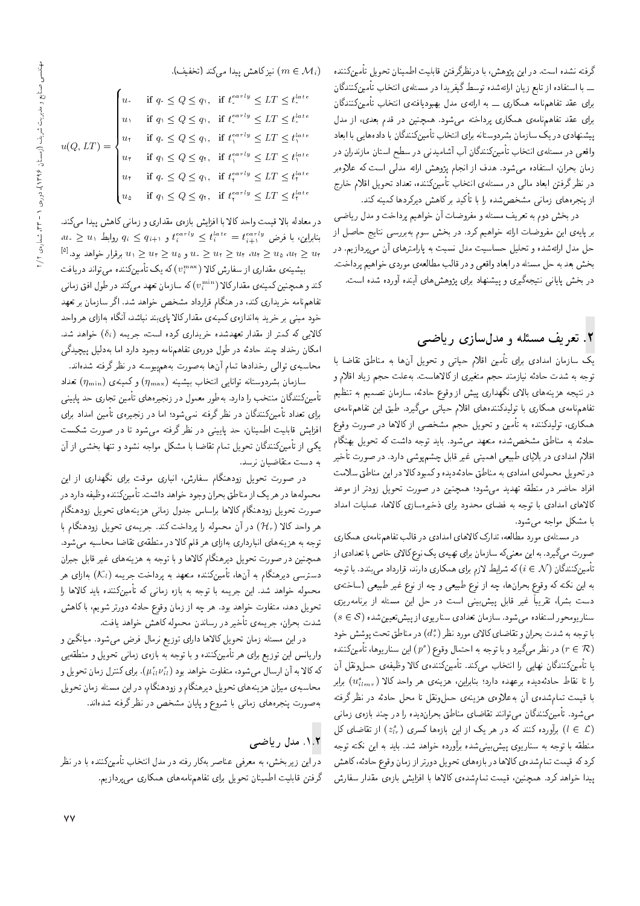گرفته نشده است. در این پژوهش، با درنظرگرفتن قابلیت اطمینان تحویل تأمین‌کننده ــ با استفاده از تابع زیان ارائه‌شده توسط گیفرید در مسئله‌ی انتخاب تأمین‌کنندگان برای عقد تفاهم‌نامه همکاری ــ به ارائه‌ی مدل بهبودیافته‌ی انتخاب تأمین‌کنندگان برای عقد تفاهم‌نامه‌ی همکاری پرداخته می‌شود. همچنین در قدم بعدی، از مدل پیشنهادی در یک سازمان بشردوستانه برای انتخاب تأمین‌کنندگان با داده‌هایی با ابعاد واقعی در مسئله‌ی انتخاب تأمین‌کنندگان آب آشامیدنی در سطح استان مازندران در زمان بحران، استفاده می‌شود. هدف از انجام پژوهش ارائه مدلی است که علاوه‌بر در نظر گرفتن ابعاد مالی در مسئله‌ی انتخاب تأمین‌کننده، تعداد تحویل اقلام خارج از پنجره‌های زمانی مشخص‌شده را با تأکید بر کاهش دیرکردها کمینه کند.

در بخش دوم به تعریف مسئله و مفروضات آن خواهیم پرداخت و مدل ریاضی بر پایه‌ی این مفروضات ارائه خواهیم کرد. در بخش سوم به‌بررسی نتایج حاصل از حل مدل ارائه‌شده و تحلیل حساسیت مدل نسبت به پارامترهای آن می‌پردازیم. در بخش بعد به حل مسئله در ابعاد واقعی و در قالب مطالعه‌ی موردی خواهیم پرداخت. در بخش پایانی نتیجه‌گیری و پیشنهاد برای پژوهش‌های آینده آورده شده است.

## ۲. تعریف مسئله و مدل‌سازی ریاضی

یک سازمان امدادی برای تأمین اقلام حیاتی و تحویل آن‌ها به مناطق تقاضا با توجه به شدت حادثه نیازمند حجم متغیری از کالاهاست. به‌علت حجم زیاد اقلام و در نتیجه هزینه‌های بالای نگهداری پیش از وقوع حادثه، سازمان تصمیم به تنظیم تفاهم‌نامه‌ی همکاری با تولیدکننده‌های اقلام حیاتی می‌گیرد. طبق این تفاهم‌نامه‌ی همکاری، تولیدکننده به تأمین و تحویل حجم مشخصی از کالاها در صورت وقوع حادثه به مناطق مشخص‌شده متعهد می‌شود. باید توجه داشت که تحویل به‌هنگام اقلام امدادی در بلایای طبیعی اهمیتی غیر قابل چشم‌پوشی دارد. در صورت تأخیر در تحویل محموله‌ی امدادی به مناطق حادثه‌دیده و کمبود کالا در این مناطق سلامت افراد حاضر در منطقه تهدید می‌شود؛ همچنین در صورت تحویل زودتر از موعد کالاهای امدادی با توجه به فضای محدود برای ذخیره‌سازی کالاها، عملیات امداد با مشکل مواجه می‌شود.

در مسئله‌ی مورد مطالعه، تدارک کالاهای امدادی در قالب تفاهم‌نامه‌ی همکاری صورت می‌گیرد. به این معنی‌که سازمان برای تهیه‌ی یک نوع کالای خاص با تعدادی از تأمین‌کنندگان ($i \in \mathcal{N}$) که شرایط لازم برای همکاری دارند، قرارداد می‌بندد. با توجه به این نکته که وقوع بحران‌ها، چه از نوع طبیعی و چه از نوع غیر طبیعی (ساخته‌ی دست بشر)، تقریباً غیر قابل پیش‌بینی است در حل این مسئله از برنامه‌ریزی سناریومحور استفاده می‌شود. سازمان تعدادی سناریوی از پیش‌تعیین‌شده ($s \in \mathcal{S}$) با توجه به شدت بحران و تقاضای کالای مورد نظر ($d_r^s$) در مناطق تحت پوشش خود ($r \in \mathcal{R}$) در نظر می‌گیرد و با توجه به احتمال وقوع ($p^s$) این سناریوها، تأمین‌کننده یا تأمین‌کنندگان نهایی را انتخاب می‌کند. تأمین‌کننده‌ی کالا وظیفه‌ی حمل‌ونقل آن را تا نقاط حادثه‌دیده برعهده دارد؛ بنابراین، هزینه‌ی هر واحد کالا ($u_{ilmr}^s$) برابر با قیمت تمام‌شده‌ی آن به‌علاوه‌ی هزینه‌ی حمل‌ونقل تا محل حادثه در نظر گرفته می‌شود. تأمین‌کنندگان می‌توانند تقاضای مناطق بحران‌دیده را در چند بازه‌ی زمانی ($l \in \mathcal{L}$) برآورده کنند که در هر یک از این بازه‌ها کسری ($z_{lr}^s$) از تقاضای کل منطقه با توجه به سناریوی پیش‌بینی‌شده برآورده خواهد شد. باید به این نکته توجه کرد که قیمت تمام‌شده‌ی کالاها در بازه‌های تحویل دورتر از زمان وقوع حادثه، کاهش پیدا خواهد کرد. همچنین، قیمت تمام‌شده‌ی کالاها با افزایش بازه‌ی مقدار سفارش ($m \in \mathcal{M}_i$) نیز کاهش پیدا می‌کند (تخفیف).

$$u(Q, LT) = \begin{cases} u_0 & \text{if } q_0 \leq Q \leq q_1, \text{ if } t_0^{early} \leq LT \leq t_0^{late} \\ u_1 & \text{if } q_1 \leq Q \leq q_1, \text{ if } t_0^{early} \leq LT \leq t_0^{late} \\ u_2 & \text{if } q_0 \leq Q \leq q_1, \text{ if } t_1^{early} \leq LT \leq t_1^{late} \\ u_3 & \text{if } q_1 \leq Q \leq q_2, \text{ if } t_1^{early} \leq LT \leq t_1^{late} \\ u_4 & \text{if } q_0 \leq Q \leq q_1, \text{ if } t_2^{early} \leq LT \leq t_2^{late} \\ u_5 & \text{if } q_1 \leq Q \leq q_2, \text{ if } t_2^{early} \leq LT \leq t_2^{late} \end{cases}$$

در معادله بالا قیمت واحد کالا با افزایش بازه‌ی مقداری و زمانی کاهش پیدا می‌کند. بنابراین، با فرض $t_i^{early} \leq t_i^{late} = t_{i+1}^{early}$ و $q_i \leq q_{i+1}$ روابط $u_0 \geq u_1$، $u_2 \geq u_3$، $u_4 \geq u_5$، $u_0 \geq u_2 \geq u_4$ و $u_1 \geq u_3 \geq u_5$ برقرار خواهد بود.[5]

بیشینه‌ی مقداری از سفارش کالا ($v_i^{\max}$) که یک تأمین‌کننده می‌تواند دریافت کند و همچنین کمینه‌ی مقدارکالا ($v_i^{\min}$) که سازمان تعهد می‌کند در طول افق زمانی تفاهم‌نامه خریداری کند، در هنگام قرارداد مشخص خواهد شد. اگر سازمان بر تعهد خود مبنی بر خرید به‌اندازه‌ی کمینه‌ی مقدار کالا پای‌بند نباشد، آنگاه به‌ازای هر واحد کالایی که کمتر از مقدار تعهدشده خریداری کرده است، جریمه ($\delta_i$) خواهد شد. امکان رخداد چند حادثه در طول دوره‌ی تفاهم‌نامه وجود دارد اما به‌دلیل پیچیدگی محاسبه‌ی توالی رخدادها تمام آن‌ها به‌صورت به‌هم‌پیوسته در نظر گرفته شده‌اند.

سازمان بشردوستانه توانایی انتخاب بیشینه ($\eta_{\max}$) و کمینه‌ی ($\eta_{\min}$) تعداد تأمین‌کنندگان منتخب را دارد. به‌طور معمول در زنجیره‌های تأمین تجاری حد پایینی برای تعداد تأمین‌کنندگان در نظر گرفته نمی‌شود؛ اما در زنجیره‌ی تأمین امداد برای افزایش قابلیت اطمینان، حد پایینی در نظر گرفته می‌شود تا در صورت شکست یکی از تأمین‌کنندگان تحویل تمام تقاضا با مشکل مواجه نشود و تنها بخشی از آن به دست متقاضیان نرسد.

در صورت تحویل زودهنگام سفارش، انباری موقت برای نگهداری از این محموله‌ها در هر یک از مناطق بحران وجود خواهد داشت. تأمین‌کننده وظیفه دارد در صورت تحویل زودهنگام کالاها براساس جدول زمانی هزینه‌های تحویل زودهنگام هر واحد کالا ($\mathcal{H}_r$) در آن محموله را پرداخت کند. جریمه‌ی تحویل زودهنگام با توجه به هزینه‌های انبارداری به‌ازای هر قلم کالا در منطقه‌ی تقاضا محاسبه می‌شود. همچنین در صورت تحویل دیرهنگام کالاها و با توجه به هزینه‌های غیر قابل جبران دسترسی دیرهنگام به آن‌ها، تأمین‌کننده متعهد به پرداخت جریمه ($\mathcal{K}_l$) به‌ازای هر محموله خواهد شد. این جریمه با توجه به بازه زمانی که تأمین‌کننده باید کالاها را تحویل دهد، متفاوت خواهد بود. هر چه از زمان وقوع حادثه دورتر شویم، با کاهش شدت بحران، جریمه‌ی تأخیر در رساندن محموله کاهش خواهد یافت.

در این مسئله زمان تحویل کالاها دارای توزیع نرمال فرض می‌شود. میانگین و واریانس این توزیع برای هر تأمین‌کننده و با توجه به بازه‌ی زمانی تحویل و منطقه‌یی که کالا به آن ارسال می‌شود، متفاوت خواهد بود ($\mu_{il}^r v_{il}^r$). برای کنترل زمان تحویل و محاسبه‌ی میزان هزینه‌های تحویل دیرهنگام و زودهنگام، در این مسئله زمان تحویل به‌صورت پنجره‌های زمانی با شروع و پایان مشخص در نظر گرفته شده‌اند.

### ۱.۲. مدل ریاضی

در این زیربخش، به معرفی عناصر به‌کار رفته در مدل انتخاب تأمین‌کننده با در نظر گرفتن قابلیت اطمینان تحویل برای تفاهم‌نامه‌های همکاری می‌پردازیم.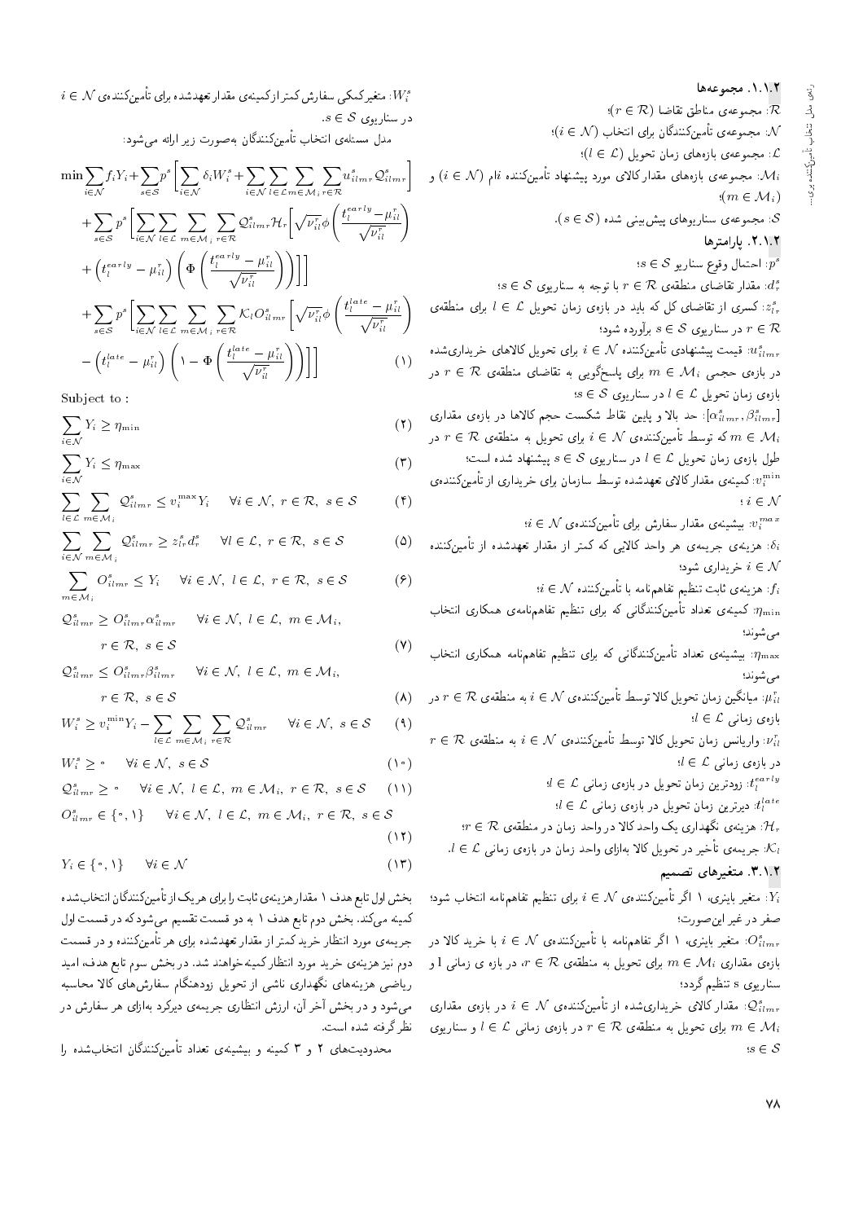### ۱.۱.۲. مجموعه‌ها

$\mathcal{R}$: مجموعه‌ی مناطق تقاضا ($r \in \mathcal{R}$)؛

$\mathcal{N}$: مجموعه‌ی تأمین‌کنندگان برای انتخاب ($i \in \mathcal{N}$)؛

$\mathcal{L}$: مجموعه‌ی بازه‌های زمان تحویل ($l \in \mathcal{L}$)؛

$\mathcal{M}_i$: مجموعه‌ی بازه‌های مقدار کالای مورد پیشنهاد تأمین‌کننده $i$ام ($i \in \mathcal{N}$) و ($m \in \mathcal{M}_i$)؛

$\mathcal{S}$: مجموعه‌ی سناریوهای پیش‌بینی شده ($s \in \mathcal{S}$).

### ۲.۱.۲. پارامترها

$p^s$: احتمال وقوع سناریو $s \in \mathcal{S}$؛

$d_r^s$: مقدار تقاضای منطقه‌ی $r \in \mathcal{R}$ با توجه به سناریوی $s \in \mathcal{S}$؛

$z_{lr}^s$: کسری از تقاضای کل که باید در بازه‌ی زمان تحویل $l \in \mathcal{L}$ برای منطقه‌ی $r \in \mathcal{R}$ در سناریوی $s \in \mathcal{S}$ برآورده شود؛

$u_{ilmr}^s$: قیمت پیشنهادی تأمین‌کننده $i \in \mathcal{N}$ برای تحویل کالاهای خریداری‌شده در بازه‌ی حجمی $m \in \mathcal{M}_i$ برای پاسخ‌گویی به تقاضای منطقه‌ی $r \in \mathcal{R}$ در بازه‌ی زمان تحویل $l \in \mathcal{L}$ در سناریوی $s \in \mathcal{S}$؛

$[\alpha_{ilmr}^s, \beta_{ilmr}^s]$: حد بالا و پایین نقاط شکست حجم کالاها در بازه‌ی مقداری $m \in \mathcal{M}_i$ که توسط تأمین‌کننده‌ی $i \in \mathcal{N}$ برای تحویل به منطقه‌ی $r \in \mathcal{R}$ در طول بازه‌ی زمان تحویل $l \in \mathcal{L}$ در سناریوی $s \in \mathcal{S}$ پیشنهاد شده است؛

$v_i^{\min}$: کمینه‌ی مقدار کالای تعهدشده توسط سازمان برای خریداری از تأمین‌کننده‌ی $i \in \mathcal{N}$؛

$v_i^{max}$: بیشینه‌ی مقدار سفارش برای تأمین‌کننده‌ی $i \in \mathcal{N}$؛

$\delta_i$: هزینه‌ی جریمه‌ی هر واحد کالایی که کمتر از مقدار تعهدشده از تأمین‌کننده $i \in \mathcal{N}$ خریداری شود؛

$f_i$: هزینه‌ی ثابت تنظیم تفاهم‌نامه با تأمین‌کننده $i \in \mathcal{N}$؛

$\eta_{\min}$: کمینه‌ی تعداد تأمین‌کنندگانی که برای تنظیم تفاهم‌نامه‌ی همکاری انتخاب می‌شوند؛

$\eta_{\max}$: بیشینه‌ی تعداد تأمین‌کنندگانی که برای تنظیم تفاهم‌نامه همکاری انتخاب می‌شوند؛

$\mu_{il}^r$: میانگین زمان تحویل کالا توسط تأمین‌کننده‌ی $i \in \mathcal{N}$ به منطقه‌ی $r \in \mathcal{R}$ در بازه‌ی زمانی $l \in \mathcal{L}$؛

$\nu_{il}^r$: واریانس زمان تحویل کالا توسط تأمین‌کننده‌ی $i \in \mathcal{N}$ به منطقه‌ی $r \in \mathcal{R}$ در بازه‌ی زمانی $l \in \mathcal{L}$؛

$t_l^{early}$: زودترین زمان تحویل در بازه‌ی زمانی $l \in \mathcal{L}$؛

$t_l^{late}$: دیرترین زمان تحویل در بازه‌ی زمانی $l \in \mathcal{L}$؛

$\mathcal{H}_r$: هزینه‌ی نگهداری یک واحد کالا در واحد زمان در منطقه‌ی $r \in \mathcal{R}$؛

$\mathcal{K}_l$: جریمه‌ی تأخیر در تحویل کالا به‌ازای واحد کالا به‌ازای واحد زمان در بازه‌ی زمانی $l \in \mathcal{L}$.

### ۳.۱.۲. متغیرهای تصمیم

$Y_i$: متغیر باینری، ۱ اگر تأمین‌کننده‌ی $i \in \mathcal{N}$ برای تنظیم تفاهم‌نامه انتخاب شود؛ صفر در غیر این‌صورت؛

$O_{ilmr}^s$: متغیر باینری، ۱ اگر تفاهم‌نامه با تأمین‌کننده‌ی $i \in \mathcal{N}$ با خرید کالا در بازه‌ی مقداری $m \in \mathcal{M}_i$ برای تحویل به منطقه‌ی $r \in \mathcal{R}$، در بازه ی زمانی l و سناریوی s تنظیم گردد؛

$Q_{ilmr}^s$: مقدار کالای خریداری‌شده از تأمین‌کننده‌ی $i \in \mathcal{N}$ در بازه‌ی مقداری $m \in \mathcal{M}_i$ برای تحویل به منطقه‌ی $r \in \mathcal{R}$ در بازه‌ی زمانی $l \in \mathcal{L}$ و سناریوی $s \in \mathcal{S}$؛

$W_i^s$: متغیر کمکی سفارش کمتر از کمینه‌ی مقدار تعهدشده برای تأمین‌کننده‌ی $i \in \mathcal{N}$ در سناریوی $s \in \mathcal{S}$.

مدل مسئله‌ی انتخاب تأمین‌کنندگان به‌صورت زیر ارائه می‌شود:

$$\min \sum_{i\in\mathcal{N}} f_i Y_i + \sum_{s\in\mathcal{S}} p^s \Bigg[ \sum_{i\in\mathcal{N}} \delta_i W_i^s + \sum_{i\in\mathcal{N}} \sum_{l\in\mathcal{L}} \sum_{m\in\mathcal{M}_i} \sum_{r\in\mathcal{R}} u_{ilmr}^s Q_{ilmr}^s \Bigg]$$
$$+ \sum_{s\in\mathcal{S}} p^s \Bigg[ \sum_{i\in\mathcal{N}} \sum_{l\in\mathcal{L}} \sum_{m\in\mathcal{M}_i} \sum_{r\in\mathcal{R}} Q_{ilmr}^s \mathcal{H}_r \Bigg[ \sqrt{\nu_{il}^r}\, \phi\Bigg( \frac{t_l^{early} - \mu_{il}^r}{\sqrt{\nu_{il}^r}} \Bigg)$$
$$+ \Big( t_l^{early} - \mu_{il}^r \Big) \Bigg( \Phi\Bigg( \frac{t_l^{early} - \mu_{il}^r}{\sqrt{\nu_{il}^r}} \Bigg) \Bigg) \Bigg] \Bigg]$$
$$+ \sum_{s\in\mathcal{S}} p^s \Bigg[ \sum_{i\in\mathcal{N}} \sum_{l\in\mathcal{L}} \sum_{m\in\mathcal{M}_i} \sum_{r\in\mathcal{R}} \mathcal{K}_l O_{ilmr}^s \Bigg[ \sqrt{\nu_{il}^r}\, \phi\Bigg( \frac{t_l^{late} - \mu_{il}^r}{\sqrt{\nu_{il}^r}} \Bigg)$$
$$- \Big( t_l^{late} - \mu_{il}^r \Big) \Bigg( 1 - \Phi\Bigg( \frac{t_l^{late} - \mu_{il}^r}{\sqrt{\nu_{il}^r}} \Bigg) \Bigg) \Bigg] \Bigg] \qquad (1)$$

Subject to :

$$\sum_{i\in\mathcal{N}} Y_i \geq \eta_{\min} \qquad (2)$$

$$\sum_{i\in\mathcal{N}} Y_i \leq \eta_{\max} \qquad (3)$$

$$\sum_{l\in\mathcal{L}} \sum_{m\in\mathcal{M}_i} Q_{ilmr}^s \leq v_i^{\max} Y_i \quad \forall i\in\mathcal{N},\ r\in\mathcal{R},\ s\in\mathcal{S} \qquad (4)$$

$$\sum_{i\in\mathcal{N}} \sum_{m\in\mathcal{M}_i} Q_{ilmr}^s \geq z_{lr}^s d_r^s \quad \forall l\in\mathcal{L},\ r\in\mathcal{R},\ s\in\mathcal{S} \qquad (5)$$

$$\sum_{m\in\mathcal{M}_i} O_{ilmr}^s \leq Y_i \quad \forall i\in\mathcal{N},\ l\in\mathcal{L},\ r\in\mathcal{R},\ s\in\mathcal{S} \qquad (6)$$

$$Q_{ilmr}^s \geq O_{ilmr}^s \alpha_{ilmr}^s \quad \forall i\in\mathcal{N},\ l\in\mathcal{L},\ m\in\mathcal{M}_i,\ r\in\mathcal{R},\ s\in\mathcal{S} \qquad (7)$$

$$Q_{ilmr}^s \leq O_{ilmr}^s \beta_{ilmr}^s \quad \forall i\in\mathcal{N},\ l\in\mathcal{L},\ m\in\mathcal{M}_i,\ r\in\mathcal{R},\ s\in\mathcal{S} \qquad (8)$$

$$W_i^s \geq v_i^{\min} Y_i - \sum_{l\in\mathcal{L}} \sum_{m\in\mathcal{M}_i} \sum_{r\in\mathcal{R}} Q_{ilmr}^s \quad \forall i\in\mathcal{N},\ s\in\mathcal{S} \qquad (9)$$

$$W_i^s \geq 0 \quad \forall i\in\mathcal{N},\ s\in\mathcal{S} \qquad (10)$$

$$Q_{ilmr}^s \geq 0 \quad \forall i\in\mathcal{N},\ l\in\mathcal{L},\ m\in\mathcal{M}_i,\ r\in\mathcal{R},\ s\in\mathcal{S} \qquad (11)$$

$$O_{ilmr}^s \in \{0,1\} \quad \forall i\in\mathcal{N},\ l\in\mathcal{L},\ m\in\mathcal{M}_i,\ r\in\mathcal{R},\ s\in\mathcal{S} \qquad (12)$$

$$Y_i \in \{0,1\} \quad \forall i\in\mathcal{N} \qquad (13)$$

بخش اول تابع هدف ۱ مقدار هزینه‌ی ثابت را برای هر یک از تأمین‌کنندگان انتخاب‌شده کمینه می‌کند. بخش دوم تابع هدف ۱ به دو قسمت تقسیم می‌شود که در قسمت اول جریمه‌ی مورد انتظار خرید کمتر از مقدار تعهدشده برای هر تأمین‌کننده و در قسمت دوم نیز هزینه‌ی خرید مورد انتظار کمینه خواهند شد. در بخش سوم تابع هدف، امید ریاضی هزینه‌های نگهداری ناشی از تحویل زودهنگام سفارش‌های کالا محاسبه می‌شود و در بخش آخر آن، ارزش انتظاری جریمه‌ی دیرکرد به‌ازای هر سفارش در نظر گرفته شده است.

محدودیت‌های ۲ و ۳ کمینه و بیشینه‌ی تعداد تأمین‌کنندگان انتخاب‌شده را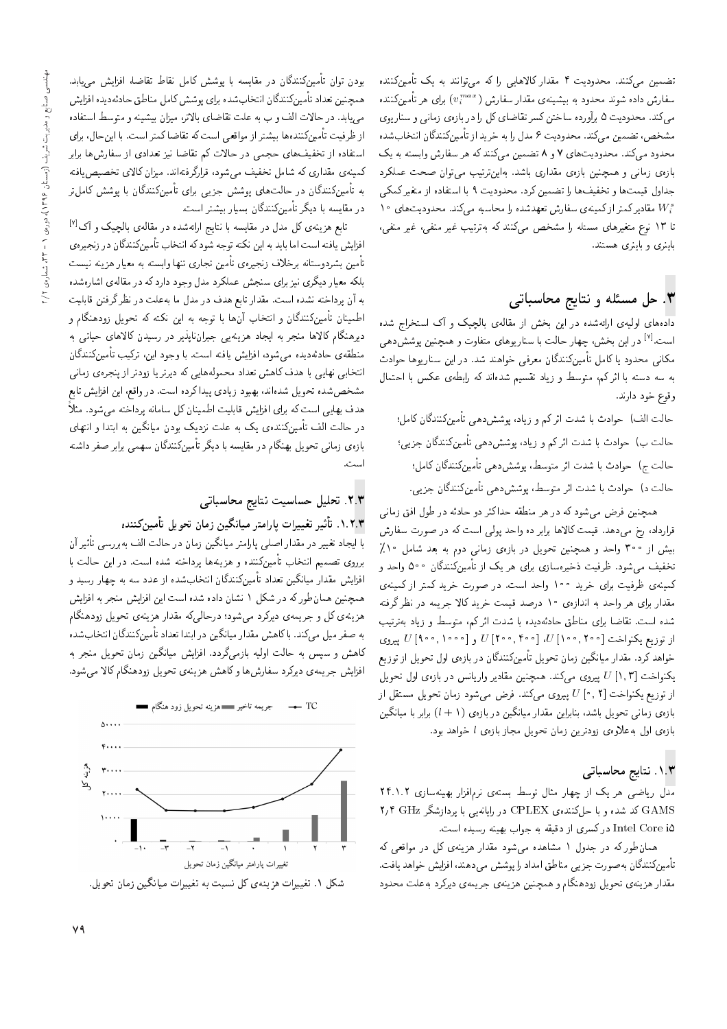تضمین می‌کند. محدودیت ۴ مقدار کالاهایی را که می‌توانند به یک تأمین‌کننده سفارش داده شوند محدود به بیشینه‌ی مقدار سفارش ($v_i^{max}$) برای هر تأمین‌کننده می‌کند. محدودیت ۵ برآورده ساختن کسر تقاضای کل را در بازه‌ی زمانی و سناریوی مشخص، تضمین می‌کند. محدودیت ۶ مدل را به خرید از تأمین‌کنندگان انتخاب‌شده محدود می‌کند. محدودیت‌های ۷ و ۸ تضمین می‌کنند که هر سفارش وابسته به یک بازه‌ی زمانی و همچنین بازه‌ی مقداری باشد. به‌این‌ترتیب می‌توان صحت عملکرد جداول قیمت‌ها و تخفیف‌ها را تضمین کرد. محدودیت ۹ با استفاده از متغیر کمکی $W_i^s$ مقادیر کمتر از کمینه‌ی سفارش تعهدشده را محاسبه می‌کند. محدودیت‌های ۱۰ تا ۱۳ نوع متغیرهای مسئله را مشخص می‌کنند که به‌ترتیب غیر منفی، غیر منفی، باینری و باینری هستند.

## ۳. حل مسئله و نتایج محاسباتی

داده‌های اولیه‌ی ارائه‌شده در این بخش از مقاله‌ی بالچیک و آک استخراج شده است.[۷] در این بخش، چهار حالت با سناریوهای متفاوت و همچنین پوشش‌دهی مکانی محدود یا کامل تأمین‌کنندگان معرفی خواهند شد. در این سناریوها حوادث به سه دسته با اثر کم، متوسط و زیاد تقسیم شده‌اند که رابطه‌ی عکس با احتمال وقوع خود دارند.

حالت الف) حوادث با شدت اثر کم و زیاد، پوشش‌دهی تأمین‌کنندگان کامل؛

حالت ب) حوادث با شدت اثر کم و زیاد، پوشش‌دهی تأمین‌کنندگان جزیی؛

حالت ج) حوادث با شدت اثر متوسط، پوشش‌دهی تأمین‌کنندگان کامل؛

حالت د) حوادث با شدت اثر متوسط، پوشش‌دهی تأمین‌کنندگان جزیی.

همچنین فرض می‌شود که در هر منطقه حداکثر دو حادثه در طول افق زمانی قرارداد، رخ می‌دهد. قیمت کالاها برابر ده واحد پولی است که در صورت سفارش بیش از ۳۰۰ واحد و همچنین تحویل در بازه‌ی زمانی دوم به بعد شامل ۱۰٪ تخفیف می‌شود. ظرفیت ذخیره‌سازی برای هر یک از تأمین‌کنندگان ۵۰۰ واحد و کمینه‌ی ظرفیت برای خرید ۱۰۰ واحد است. در صورت خرید کمتر از کمینه‌ی مقدار برای هر واحد به اندازه‌ی ۱۰ درصد قیمت خرید کالا جریمه در نظر گرفته شده است. تقاضا برای مناطق حادثه‌دیده با شدت اثر کم، متوسط و زیاد به‌ترتیب از توزیع یکنواخت $U[100, 200]$، $U[200, 400]$ و $U[900, 1000]$ پیروی خواهد کرد. مقدار میانگین زمان تحویل تأمین‌کنندگان در بازه‌ی اول تحویل از توزیع یکنواخت $U[1, 3]$ پیروی می‌کند. همچنین مقادیر واریانس در بازه‌ی اول تحویل از توزیع یکنواخت $U[0, 2]$ پیروی می‌کند. فرض می‌شود زمان تحویل مستقل از بازه‌ی زمانی تحویل باشد، بنابراین مقدار میانگین در بازه‌ی $(l+1)$ برابر با میانگین بازه‌ی اول به‌علاوه‌ی زودترین زمان تحویل مجاز بازه‌ی $l$ خواهد بود.

### ۱.۳. نتایج محاسباتی

مدل ریاضی هر یک از چهار مثال توسط بسته‌ی نرم‌افزار بهینه‌سازی ۲۴.۱.۲ GAMS کد شده و با حل‌کننده‌ی CPLEX در رایانه‌یی با پردازشگر ۲٫۴ GHz Intel Core i5 در کسری از دقیقه به جواب بهینه رسیده است.

همان‌طور که در جدول ۱ مشاهده می‌شود مقدار هزینه‌ی کل در مواقعی که تأمین‌کنندگان به‌صورت جزیی مناطق امداد را پوشش می‌دهند، افزایش خواهد یافت. مقدار هزینه‌ی تحویل زودهنگام و همچنین هزینه‌ی جریمه‌ی دیرکرد به‌علت محدود بودن توان تأمین‌کنندگان در مقایسه با پوشش کامل نقاط تقاضا، افزایش می‌یابد. همچنین تعداد تأمین‌کنندگان انتخاب‌شده برای پوشش کامل مناطق حادثه‌دیده افزایش می‌یابد. در حالات الف و ب به علت تقاضای بالاتر، میزان بیشینه و متوسط استفاده از ظرفیت تأمین‌کننده‌ها بیشتر از مواقعی است که تقاضا کمتر است. با این‌حال، برای استفاده از تخفیف‌های حجمی در حالات کم تقاضا نیز تعدادی از سفارش‌ها برابر کمینه‌ی مقداری که شامل تخفیف می‌شود، قرارگرفته‌اند. میزان کالای تخصیص‌یافته به تأمین‌کنندگان در حالت‌های پوشش جزیی برای تأمین‌کنندگان با پوشش کامل‌تر در مقایسه با دیگر تأمین‌کنندگان بسیار بیشتر است.

تابع هزینه‌ی کل مدل در مقایسه با نتایج ارائه‌شده در مقاله‌ی بالچیک و آک[۷] افزایش یافته است اما باید به این نکته توجه شود که انتخاب تأمین‌کنندگان در زنجیره‌ی تأمین بشردوستانه برخلاف زنجیره‌ی تأمین تجاری تنها وابسته به معیار هزینه نیست بلکه معیار دیگری نیز برای سنجش عملکرد مدل وجود دارد که در مقاله‌ی اشاره‌شده به آن پرداخته نشده است. مقدار تابع هدف در مدل ما به‌علت در نظر گرفتن قابلیت اطمینان تأمین‌کنندگان و انتخاب آن‌ها با توجه به این نکته که تحویل زودهنگام و دیرهنگام کالاها منجر به ایجاد هزینه‌یی جبران‌ناپذیر در رسیدن کالاهای حیاتی به منطقه‌ی حادثه‌دیده می‌شود، افزایش یافته است. با وجود این، ترکیب تأمین‌کنندگان انتخابی نهایی با هدف کاهش تعداد محموله‌هایی که دیرتر یا زودتر از پنجره‌ی زمانی مشخص‌شده تحویل شده‌اند، بهبود زیادی پیدا کرده است. در واقع، این افزایش تابع هدف بهایی است که برای افزایش قابلیت اطمینان کل سامانه پرداخته می‌شود. مثلاً در حالت الف تأمین‌کننده‌ی یک به علت نزدیک بودن میانگین به ابتدا و انتهای بازه‌ی زمانی تحویل بهنگام در مقایسه با دیگر تأمین‌کنندگان سهمی برابر صفر داشته است.

### ۲.۳. تحلیل حساسیت نتایج محاسباتی

#### ۱.۲.۳. تأثیر تغییرات پارامتر میانگین زمان تحویل تأمین‌کننده

با ایجاد تغییر در مقدار اصلی پارامتر میانگین زمان در حالت الف به‌بررسی تأثیر آن بروی تصمیم انتخاب تأمین‌کننده و هزینه‌ها پرداخته شده است. در این حالت با افزایش مقدار میانگین تعداد تأمین‌کنندگان انتخاب‌شده از عدد سه به چهار رسید و همچنین همان‌طور که در شکل ۱ نشان داده شده است این افزایش منجر به افزایش هزینه‌ی کل و جریمه‌ی دیرکرد می‌شود؛ درحالی‌که مقدار هزینه‌ی تحویل زودهنگام به صفر میل می‌کند. با کاهش مقدار میانگین در ابتدا تعداد تأمین‌کنندگان انتخاب‌شده کاهش و سپس به حالت اولیه بازمی‌گردد. افزایش میانگین زمان تحویل منجر به افزایش جریمه‌ی دیرکرد سفارش‌ها و کاهش هزینه‌ی تحویل زودهنگام کالا می‌شود.

شکل ۱. تغییرات هزینه‌ی کل نسبت به تغییرات میانگین زمان تحویل.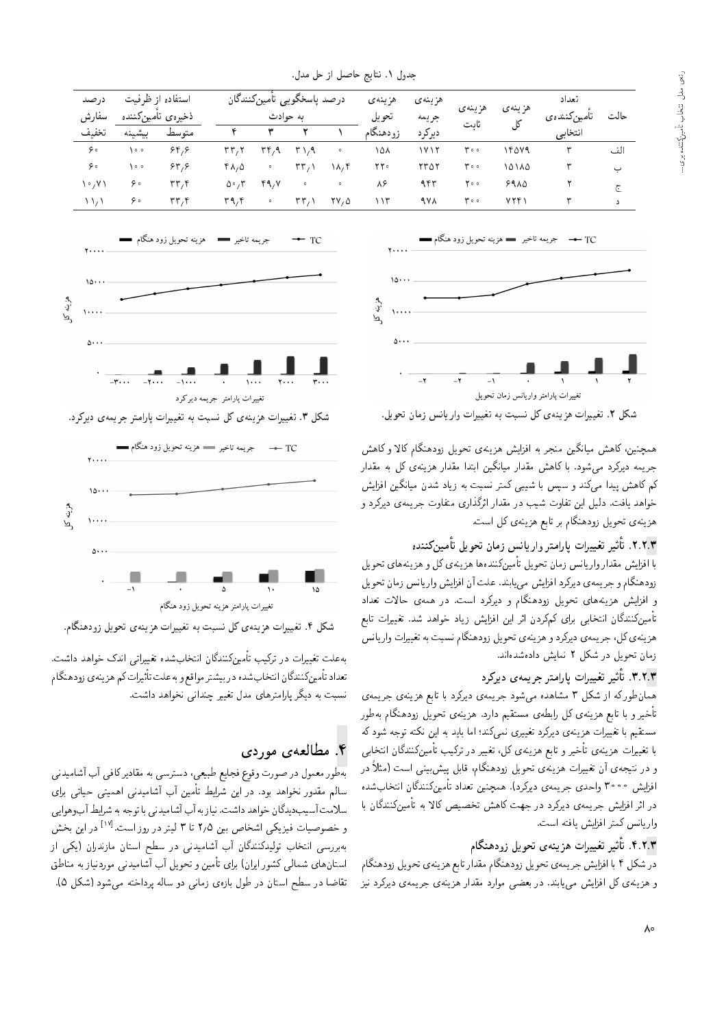جدول ۱. نتایج حاصل از حل مدل.

| حالت | تعداد تأمین‌کننده‌ی انتخابی | هزینه‌ی کل | هزینه‌ی ثابت | هزینه‌ی جریمه دیرکرد | هزینه‌ی تحویل زودهنگام | درصد پاسخگویی تأمین‌کنندگان به حوادث | | | | استفاده از ظرفیت ذخیره‌ی تأمین‌کننده | | درصد سفارش تخفیف |
|---|---|---|---|---|---|---|---|---|---|---|---|---|
| | | | | | | ۱ | ۲ | ۳ | ۴ | متوسط | بیشینه | |
| الف | ۳ | ۱۴۵۷۹ | ۳۰۰ | ۱۷۱۲ | ۱۵۸ | ۰ | ۳۱٫۹ | ۳۴٫۹ | ۳۳٫۲ | ۶۴٫۶ | ۱۰۰ | ۶۰ |
| ب | ۳ | ۱۵۱۸۵ | ۳۰۰ | ۲۳۵۲ | ۲۲۰ | ۱۸٫۴ | ۳۳٫۱ | ۰ | ۴۸٫۵ | ۶۳٫۶ | ۱۰۰ | ۶۰ |
| ج | ۲ | ۶۹۸۵ | ۲۰۰ | ۹۴۳ | ۸۶ | ۰ | ۰ | ۴۹٫۷ | ۵۰٫۳ | ۳۳٫۴ | ۶۰ | ۱۰٫۷۱ |
| د | ۳ | ۷۲۴۱ | ۳۰۰ | ۹۷۸ | ۱۱۳ | ۲۷٫۵ | ۳۳٫۱ | ۰ | ۳۹٫۴ | ۳۳٫۴ | ۶۰ | ۱۱٫۱ |

شکل ۲. تغییرات هزینه‌ی کل نسبت به تغییرات واریانس زمان تحویل.

شکل ۳. تغییرات هزینه‌ی کل نسبت به تغییرات پارامتر جریمه‌ی دیرکرد.

همچنین، کاهش میانگین منجر به افزایش هزینه‌ی تحویل زودهنگام کالا و کاهش جریمه دیرکرد می‌شود. با کاهش مقدار میانگین ابتدا مقدار هزینه‌ی کل به مقدار کم کاهش پیدا می‌کند و سپس با شیبی کمتر نسبت به زیاد شدن میانگین افزایش خواهد یافت. دلیل این تفاوت شیب در مقدار اثرگذاری متفاوت جریمه‌ی دیرکرد و هزینه‌ی تحویل زودهنگام بر تابع هزینه‌ی کل است.

### ۲.۲.۳. تأثیر تغییرات پارامتر واریانس زمان تحویل تأمین‌کننده

با افزایش مقدار واریانس زمان تحویل تأمین‌کننده‌ها هزینه‌ی کل و هزینه‌های تحویل زودهنگام و جریمه‌ی دیرکرد افزایش می‌یابند. علت آن افزایش واریانس زمان تحویل و افزایش هزینه‌های تحویل زودهنگام و دیرکرد است. در همه‌ی حالات تعداد تأمین‌کنندگان انتخابی برای کم‌کردن اثر این افزایش زیاد خواهد شد. تغییرات تابع هزینه‌ی کل، جریمه‌ی دیرکرد و هزینه‌ی تحویل زودهنگام نسبت به تغییرات واریانس زمان تحویل در شکل ۲ نمایش داده‌شده‌اند.

### ۳.۲.۳. تأثیر تغییرات پارامتر جریمه‌ی دیرکرد

همان‌طورکه از شکل ۳ مشاهده می‌شود جریمه‌ی دیرکرد با تابع هزینه‌ی جریمه‌ی تأخیر و با تابع هزینه‌ی کل رابطه‌ی مستقیم دارد. هزینه‌ی تحویل زودهنگام به‌طور مستقیم با تغییرات هزینه‌ی دیرکرد تغییری نمی‌کند؛ اما باید به این نکته توجه شود که با تغییرات هزینه‌ی تأخیر و تابع هزینه‌ی کل، تغییر در ترکیب تأمین‌کنندگان انتخابی و در نتیجه‌ی آن تغییرات هزینه‌ی تحویل زودهنگام، قابل پیش‌بینی است (مثلاً در افزایش ۳۰۰۰ واحدی جریمه‌ی دیرکرد). همچنین تعداد تأمین‌کنندگان انتخاب‌شده در اثر افزایش جریمه‌ی دیرکرد در جهت کاهش تخصیص کالا به تأمین‌کنندگان با واریانس کمتر افزایش یافته است.

### ۴.۲.۳. تأثیر تغییرات هزینه‌ی تحویل زودهنگام

در شکل ۴ با افزایش جریمه‌ی تحویل زودهنگام مقدار تابع هزینه‌ی تحویل زودهنگام و هزینه‌ی کل افزایش می‌یابند. در بعضی موارد مقدار هزینه‌ی جریمه‌ی دیرکرد نیز

شکل ۴. تغییرات هزینه‌ی کل نسبت به تغییرات هزینه‌ی تحویل زودهنگام.

به‌علت تغییرات در ترکیب تأمین‌کنندگان انتخاب‌شده تغییراتی اندک خواهد داشت. تعداد تأمین‌کنندگان انتخاب‌شده در بیشتر مواقع و به‌علت تأثیرات کم هزینه‌ی زودهنگام نسبت به دیگر پارامترهای مدل تغییر چندانی نخواهد داشت.

## ۴. مطالعه‌ی موردی

به‌طور معمول در صورت وقوع فجایع طبیعی، دسترسی به مقادیر کافی آب آشامیدنی سالم مقدور نخواهد بود. در این شرایط تأمین آب آشامیدنی اهمیتی حیاتی برای سلامت آسیب‌دیدگان خواهد داشت. نیاز به آب آشامیدنی با توجه به شرایط آب‌وهوایی و خصوصیات فیزیکی اشخاص بین ۲٫۵ تا ۳ لیتر در روز است.[17] در این بخش به‌بررسی انتخاب تولیدکنندگان آب آشامیدنی در سطح استان مازندران (یکی از استان‌های شمالی کشور ایران) برای تأمین و تحویل آب آشامیدنی موردنیاز به مناطق تقاضا در سطح استان در طول بازه‌ی زمانی دو ساله پرداخته می‌شود (شکل ۵).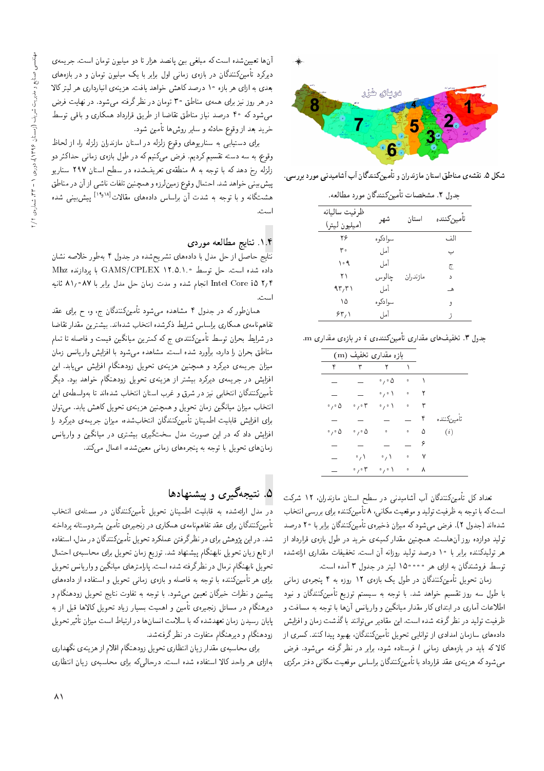شکل ۵. نقشه‌ی مناطق استان مازندران و تأمین‌کنندگان آب آشامیدنی مورد بررسی.

جدول ۲. مشخصات تأمین‌کنندگان مورد مطالعه.

| تأمین‌کننده | استان | شهر | ظرفیت سالیانه (میلیون لیتر) |
|---|---|---|---|
| الف | | سوادکوه | ۲۶ |
| ب | | آمل | ۳۰ |
| ج | | آمل | ۱۰۹ |
| د | مازندران | چالوس | ۲۱ |
| هـ | | آمل | ۹۳٫۳۱ |
| و | | سوادکوه | ۱۵ |
| ز | | آمل | ۶۳٫۱ |

جدول ۳. تخفیف‌های مقداری تأمین‌کننده‌ی $i$ در بازه‌ی مقداری m.

| | | بازه مقداری تخفیف (m) | | | |
|---|---|---|---|---|---|
| | | ۱ | ۲ | ۳ | ۴ |
| تأمین‌کننده ($i$) | ۱ | ۰ | ۰٫۰۵ | — | — |
| | ۲ | ۰ | ۰٫۰۱ | — | — |
| | ۳ | ۰ | ۰٫۰۱ | ۰٫۰۳ | ۰٫۰۵ |
| | ۴ | — | — | — | — |
| | ۵ | ۰ | ۰ | ۰٫۰۵ | ۰٫۰۵ |
| | ۶ | — | — | — | — |
| | ۷ | ۰ | ۰٫۱ | ۰٫۱ | — |
| | ۸ | ۰ | ۰٫۰۱ | ۰٫۰۳ | — |

تعداد کل تأمین‌کنندگان آب آشامیدنی در سطح استان مازندران، ۱۲ شرکت است که با توجه به ظرفیت تولید و موقعیت مکانی، ۸ تأمین‌کننده برای بررسی انتخاب شده‌اند (جدول ۲). فرض می‌شود که میزان ذخیره‌ی تأمین‌کنندگان برابر با ۲۰ درصد تولید دوازده روزآن‌هاست. همچنین مقدار کمینه‌ی خرید در طول بازه‌ی قرارداد از هر تولیدکننده برابر با ۱۰ درصد تولید روزانه آن است. تخفیفات مقداری ارائه‌شده توسط فروشندگان به ازای هر ۱۵۰۰۰۰ لیتر در جدول ۳ آمده است.

زمان تحویل تأمین‌کنندگان در طول یک بازه‌ی ۱۲ روزه به ۴ پنجره‌ی زمانی با طول سه روز تقسیم خواهد شد. با توجه به سیستم توزیع تأمین‌کنندگان و نبود اطلاعات آماری در ابتدای کار مقدار میانگین و واریانس آن‌ها با توجه به مسافت و ظرفیت تولید در نظر گرفته شده است. این مقادیر می‌توانند با گذشت زمان و افزایش داده‌های سازمان امدادی از توانایی تحویل تأمین‌کنندگان، بهبود پیدا کنند. کسری از کالا که باید در بازه‌های زمانی $l$ فرستاده شود، برابر در نظر گرفته می‌شود. فرض می‌شود که هزینه‌ی عقد قرارداد با تأمین‌کنندگان براساس موقعیت مکانی دفتر مرکزی آن‌ها تعیین‌شده است که مبلغی بین پانصد هزار تا دو میلیون تومان است. جریمه‌ی دیرکرد تأمین‌کنندگان در بازه‌ی زمانی اول برابر با یک میلیون تومان و در بازه‌های بعدی به ازای هر بازه ۱۰ درصد کاهش خواهد یافت. هزینه‌ی انبارداری هر لیتر کالا در هر روز نیز برای همه‌ی مناطق ۳۰ تومان در نظر گرفته می‌شود. در نهایت فرض می‌شود که ۴۰ درصد نیاز مناطق تقاضا از طریق قرارداد همکاری و باقی توسط خرید بعد از وقوع حادثه و سایر روش‌ها تأمین شود.

برای دستیابی به سناریوهای وقوع زلزله در استان مازندران زلزله را، از لحاظ وقوع، به سه دسته تقسیم کردیم. فرض می‌کنیم که در طول بازه‌ی زمانی حداکثر دو زلزله رخ دهد که با توجه به ۸ منطقه‌ی تعریف‌شده در سطح استان ۲۹۷ سناریو پیش‌بینی خواهد شد. احتمال وقوع زمین‌لرزه و همچنین تلفات ناشی از آن در مناطق هشتگانه و با توجه به شدت آن براساس داده‌های مقالات[۱۸و۱۹] پیش‌بینی شده است.

### ۱.۴. نتایج مطالعه موردی

نتایج حاصل از حل مدل با داده‌های تشریح‌شده در جدول ۴ به‌طور خلاصه نشان داده شده است. حل توسط GAMS/CPLEX 12.5.1.0 با پردازنده Mhz ۲٫۴ Intel Core i5 انجام شده و مدت زمان حل مدل برابر با ۸۱٫۰۸۷ ثانیه است.

همان‌طور که در جدول ۴ مشاهده می‌شود تأمین‌کنندگان ج، و، ح برای عقد تفاهم‌نامه‌ی همکاری براساس شرایط ذکرشده انتخاب شده‌اند. بیشترین مقدار تقاضا در شرایط بحران توسط تأمین‌کننده‌ی ج که کمترین میانگین قیمت و فاصله تا تمام مناطق بحران را دارد، برآورد شده است. مشاهده می‌شود که با افزایش واریانس زمان میزان جریمه‌ی دیرکرد و همچنین هزینه‌ی تحویل زودهنگام افزایش می‌یابد. این افزایش در جریمه‌ی دیرکرد بیشتر از هزینه‌ی تحویل زودهنگام خواهد بود. دیگر تأمین‌کنندگان انتخابی نیز در شرق و غرب استان انتخاب شده‌اند تا به‌واسطه‌ی این انتخاب میزان میانگین زمان تحویل و همچنین هزینه‌ی تحویل کاهش یابد. می‌توان برای افزایش قابلیت اطمینان تأمین‌کنندگان انتخاب‌شده، میزان جریمه‌ی دیرکرد را افزایش داد که در این صورت مدل سخت‌گیری بیشتری در میانگین و واریانس زمان‌های تحویل با توجه به پنجره‌های زمانی معین‌شده، اعمال می‌کند.

## ۵. نتیجه‌گیری و پیشنهادها

در مدل ارائه‌شده به قابلیت اطمینان تحویل تأمین‌کنندگان در مسئله‌ی انتخاب تأمین‌کنندگان برای عقد تفاهم‌نامه‌ی همکاری در زنجیره‌ی تأمین بشردوستانه پرداخته شد. در این پژوهش برای در نظرگرفتن عملکرد تحویل تأمین‌کنندگان در مدل، استفاده از تابع زیان تحویل نابهنگام پیشنهاد شد. توزیع زمان تحویل برای محاسبه‌ی احتمال تحویل نابهنگام نرمال در نظرگرفته شده است. پارامترهای میانگین و واریانس تحویل برای هر تأمین‌کننده با توجه به فاصله و بازه‌ی زمانی تحویل و استفاده از داده‌های پیشین و نظرات خبرگان تعیین می‌شود. با توجه به تفاوت نتایج تحویل زودهنگام و دیرهنگام در مسائل زنجیره‌ی تأمین و اهمیت بسیار زیاد تحویل کالاها قبل از به پایان رسیدن زمان تعهدشده که با سلامت انسان‌ها در ارتباط است میزان تأثیر تحویل زودهنگام و دیرهنگام متفاوت در نظر گرفته‌شد.

برای محاسبه‌ی مقدار زیان انتظاری تحویل زودهنگام اقلام از هزینه‌ی نگهداری به‌ازای هر واحد کالا استفاده شده است. درحالی‌که برای محاسبه‌ی زیان انتظاری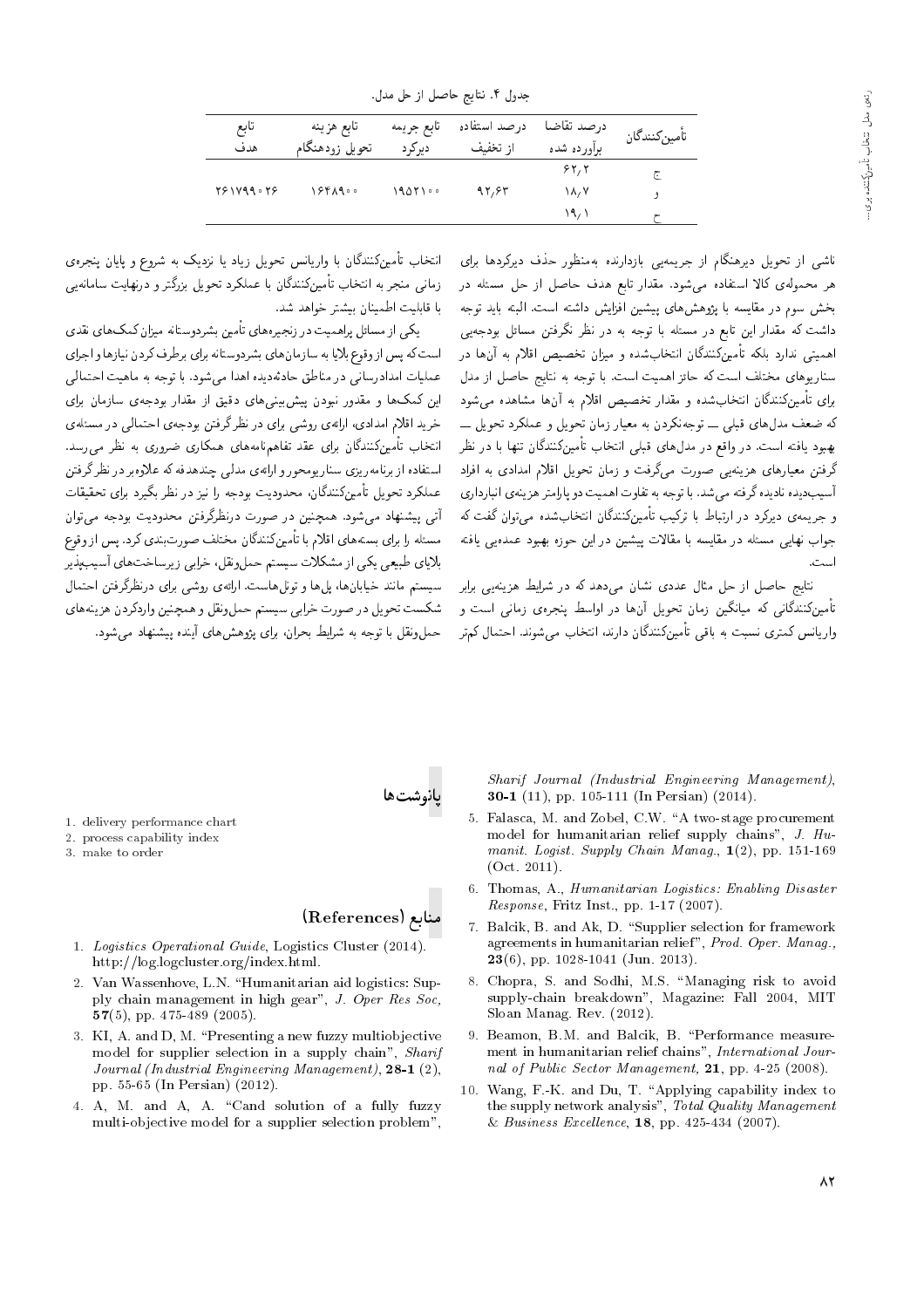جدول ۴. نتایج حاصل از حل مدل.

| تأمین‌کنندگان | درصد تقاضا برآورده شده | درصد استفاده از تخفیف | تابع جریمه دیرکرد | تابع هزینه تحویل زودهنگام | تابع هدف |
|---|---|---|---|---|---|
| ج | ۶۲/۲ | | | | |
| و | ۱۸/۷ | ۹۲/۶۳ | ۱۹۵۲۱۰۰ | ۱۶۴۸۹۰۰ | ۲۶۱۷۹۹۰۲۶ |
| ح | ۱۹/۱ | | | | |

ناشی از تحویل دیرهنگام از جریمه‌یی بازدارنده به‌منظور حذف دیرکردها برای هر محموله‌ی کالا استفاده می‌شود. مقدار تابع هدف حاصل از حل مسئله در بخش سوم در مقایسه با پژوهش‌های پیشین افزایش داشته است. البته باید توجه داشت که مقدار این تابع در مسئله با توجه به در نظر نگرفتن مسائل بودجه‌یی اهمیتی ندارد بلکه تأمین‌کنندگان انتخاب‌شده و میزان تخصیص اقلام به آن‌ها در سناریوهای مختلف است که حائز اهمیت است. با توجه به نتایج حاصل از مدل برای تأمین‌کنندگان انتخاب‌شده و مقدار تخصیص اقلام به آن‌ها مشاهده می‌شود که ضعف مدل‌های قبلی ــ توجه‌نکردن به معیار زمان تحویل و عملکرد تحویل ــ بهبود یافته است. در واقع در مدل‌های قبلی انتخاب تأمین‌کنندگان تنها با در نظر گرفتن معیارهای هزینه‌یی صورت می‌گرفت و زمان تحویل اقلام امدادی به افراد آسیب‌دیده نادیده گرفته می‌شد. با توجه به تفاوت اهمیت دو پارامتر هزینه‌ی انبارداری و جریمه‌ی دیرکرد در ارتباط با ترکیب تأمین‌کنندگان انتخاب‌شده می‌توان گفت که جواب نهایی مسئله در مقایسه با مقالات پیشین در این حوزه بهبود عمده‌یی یافته است.

نتایج حاصل از حل مثال عددی نشان می‌دهد که در شرایط هزینه‌یی برابر تأمین‌کنندگانی که میانگین زمان تحویل آن‌ها در اواسط پنجره‌ی زمانی است و واریانس کمتری نسبت به باقی تأمین‌کنندگان دارند، انتخاب می‌شوند. احتمال کم‌تر انتخاب تأمین‌کنندگان با واریانس تحویل زیاد یا نزدیک به شروع و پایان پنجره‌ی زمانی منجر به انتخاب تأمین‌کنندگان با عملکرد تحویل بزرگ‌تر و درنهایت سامانه‌یی با قابلیت اطمینان بیشتر خواهد شد.

یکی از مسائل پراهمیت در زنجیره‌های تأمین بشردوستانه میزان کمک‌های نقدی است که پس از وقوع بلایا به سازمان‌های بشردوستانه برای برطرف کردن نیازها و اجرای عملیات امدادرسانی در مناطق حادثه‌دیده اهدا می‌شود. با توجه به ماهیت احتمالی این کمک‌ها و مقدور نبودن پیش‌بینی‌های دقیق از مقدار بودجه‌ی سازمان برای خرید اقلام امدادی، ارائه‌ی روشی برای در نظر گرفتن بودجه‌ی احتمالی در مسئله‌ی انتخاب تأمین‌کنندگان برای عقد تفاهم‌نامه‌های همکاری ضروری به نظر می‌رسد. استفاده از برنامه‌ریزی سناریومحور و ارائه‌ی مدلی چندهدفه که علاوه‌بر در نظرگرفتن عملکرد تحویل تأمین‌کنندگان، محدودیت بودجه را نیز در نظر بگیرد برای تحقیقات آتی پیشنهاد می‌شود. همچنین در صورت درنظرگرفتن محدودیت بودجه می‌توان مسئله را برای بسته‌های اقلام با تأمین‌کنندگان مختلف صورت‌بندی کرد. پس از وقوع بلایای طبیعی یکی از مشکلات سیستم حمل‌ونقل، خرابی زیرساخت‌های آسیب‌پذیر سیستم مانند خیابان‌ها، پل‌ها و تونل‌هاست. ارائه‌ی روشی برای درنظرگرفتن احتمال شکست تحویل در صورت خرابی سیستم حمل‌ونقل و همچنین واردکردن هزینه‌های حمل‌ونقل با توجه به شرایط بحران، برای پژوهش‌های آینده پیشنهاد می‌شود.

## پانوشت‌ها

1. delivery performance chart
2. process capability index
3. make to order

## منابع (References)

1. *Logistics Operational Guide*, Logistics Cluster (2014). http://log.logcluster.org/index.html.
2. Van Wassenhove, L.N. "Humanitarian aid logistics: Supply chain management in high gear", *J. Oper Res Soc*, **57**(5), pp. 475-489 (2005).
3. KI, A. and D, M. "Presenting a new fuzzy multiobjective model for supplier selection in a supply chain", *Sharif Journal (Industrial Engineering Management)*, **28-1** (2), pp. 55-65 (In Persian) (2012).
4. A, M. and A, A. "Cand solution of a fully fuzzy multi-objective model for a supplier selection problem", *Sharif Journal (Industrial Engineering Management)*, **30-1** (11), pp. 105-111 (In Persian) (2014).
5. Falasca, M. and Zobel, C.W. "A two-stage procurement model for humanitarian relief supply chains", *J. Humanit. Logist. Supply Chain Manag.*, **1**(2), pp. 151-169 (Oct. 2011).
6. Thomas, A., *Humanitarian Logistics: Enabling Disaster Response*, Fritz Inst., pp. 1-17 (2007).
7. Balcik, B. and Ak, D. "Supplier selection for framework agreements in humanitarian relief", *Prod. Oper. Manag.*, **23**(6), pp. 1028-1041 (Jun. 2013).
8. Chopra, S. and Sodhi, M.S. "Managing risk to avoid supply-chain breakdown", Magazine: Fall 2004, MIT Sloan Manag. Rev. (2012).
9. Beamon, B.M. and Balcik, B. "Performance measurement in humanitarian relief chains", *International Journal of Public Sector Management*, **21**, pp. 4-25 (2008).
10. Wang, F.-K. and Du, T. "Applying capability index to the supply network analysis", *Total Quality Management & Business Excellence*, **18**, pp. 425-434 (2007).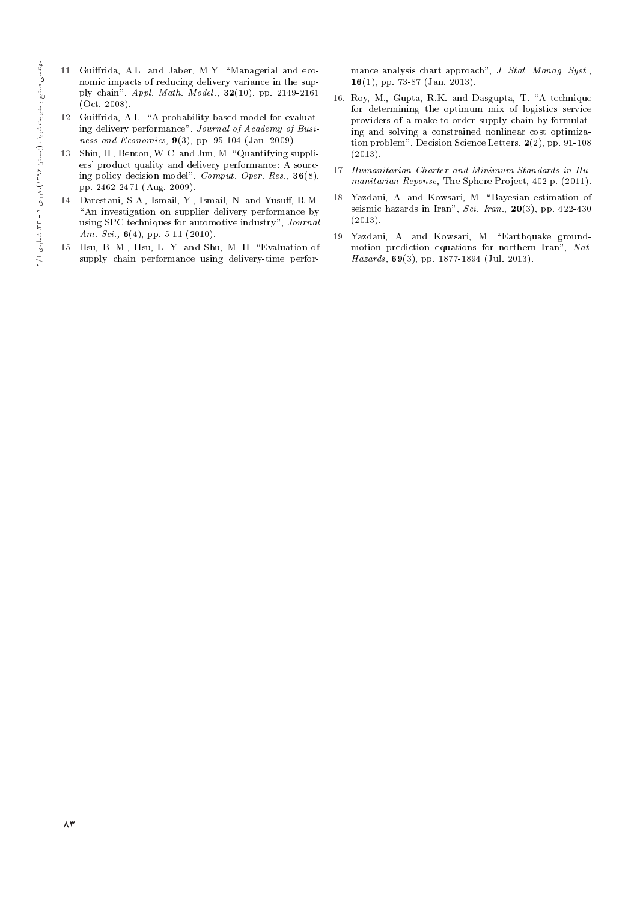11. Guiffrida, A.L. and Jaber, M.Y. "Managerial and economic impacts of reducing delivery variance in the supply chain", *Appl. Math. Model.,* **32**(10), pp. 2149-2161 (Oct. 2008).

12. Guiffrida, A.L. "A probability based model for evaluating delivery performance", *Journal of Academy of Business and Economics,* **9**(3), pp. 95-104 (Jan. 2009).

13. Shin, H., Benton, W.C. and Jun, M. "Quantifying suppliers' product quality and delivery performance: A sourcing policy decision model", *Comput. Oper. Res.,* **36**(8), pp. 2462-2471 (Aug. 2009).

14. Darestani, S.A., Ismail, Y., Ismail, N. and Yusuff, R.M. "An investigation on supplier delivery performance by using SPC techniques for automotive industry", *Journal Am. Sci.,* **6**(4), pp. 5-11 (2010).

15. Hsu, B.-M., Hsu, L.-Y. and Shu, M.-H. "Evaluation of supply chain performance using delivery-time performance analysis chart approach", *J. Stat. Manag. Syst.,* **16**(1), pp. 73-87 (Jan. 2013).

16. Roy, M., Gupta, R.K. and Dasgupta, T. "A technique for determining the optimum mix of logistics service providers of a make-to-order supply chain by formulating and solving a constrained nonlinear cost optimization problem", Decision Science Letters, **2**(2), pp. 91-108 (2013).

17. *Humanitarian Charter and Minimum Standards in Humanitarian Reponse*, The Sphere Project, 402 p. (2011).

18. Yazdani, A. and Kowsari, M. "Bayesian estimation of seismic hazards in Iran", *Sci. Iran.,* **20**(3), pp. 422-430 (2013).

19. Yazdani, A. and Kowsari, M. "Earthquake ground-motion prediction equations for northern Iran", *Nat. Hazards,* **69**(3), pp. 1877-1894 (Jul. 2013).